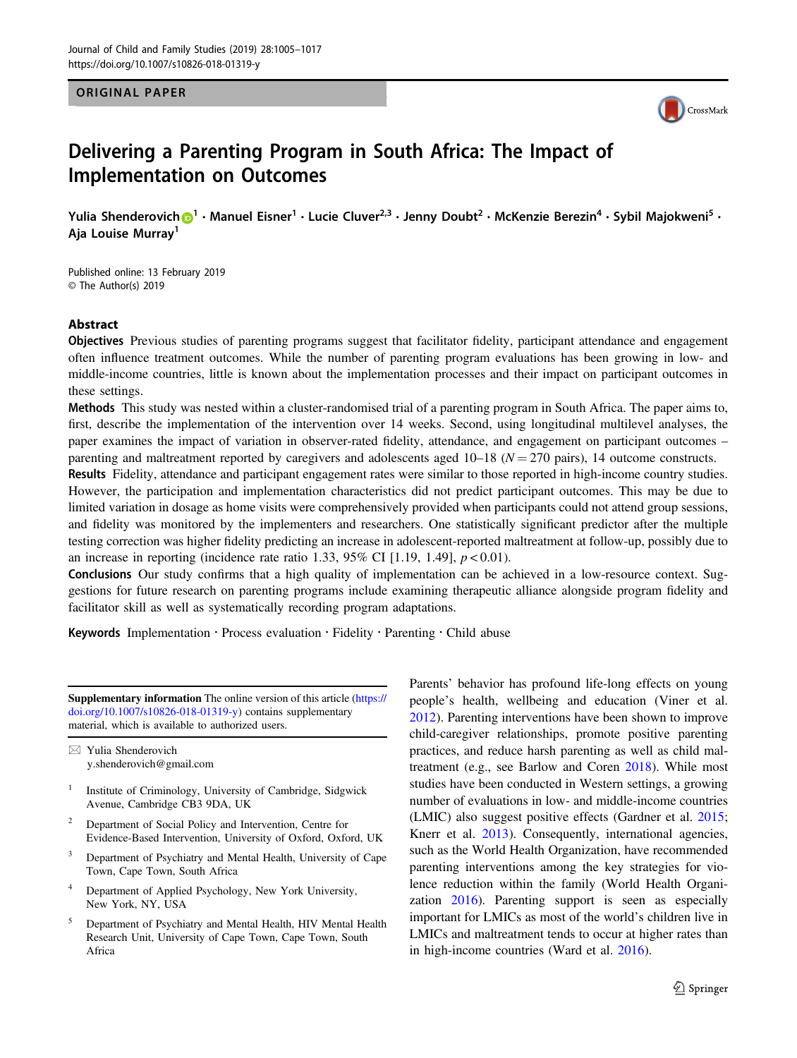ORIGINAL PAPER

# Delivering a Parenting Program in South Africa: The Impact of Implementation on Outcomes

**Yulia Shenderovich**[1] · **Manuel Eisner**[1] · **Lucie Cluver**[2,3] · **Jenny Doubt**[2] · **McKenzie Berezin**[4] · **Sybil Majokweni**[5] · **Aja Louise Murray**[1]

Published online: 13 February 2019
© The Author(s) 2019

## Abstract

**Objectives** Previous studies of parenting programs suggest that facilitator fidelity, participant attendance and engagement often influence treatment outcomes. While the number of parenting program evaluations has been growing in low- and middle-income countries, little is known about the implementation processes and their impact on participant outcomes in these settings.

**Methods** This study was nested within a cluster-randomised trial of a parenting program in South Africa. The paper aims to, first, describe the implementation of the intervention over 14 weeks. Second, using longitudinal multilevel analyses, the paper examines the impact of variation in observer-rated fidelity, attendance, and engagement on participant outcomes – parenting and maltreatment reported by caregivers and adolescents aged 10–18 ($N = 270$ pairs), 14 outcome constructs.

**Results** Fidelity, attendance and participant engagement rates were similar to those reported in high-income country studies. However, the participation and implementation characteristics did not predict participant outcomes. This may be due to limited variation in dosage as home visits were comprehensively provided when participants could not attend group sessions, and fidelity was monitored by the implementers and researchers. One statistically significant predictor after the multiple testing correction was higher fidelity predicting an increase in adolescent-reported maltreatment at follow-up, possibly due to an increase in reporting (incidence rate ratio 1.33, 95% CI [1.19, 1.49], $p < 0.01$).

**Conclusions** Our study confirms that a high quality of implementation can be achieved in a low-resource context. Suggestions for future research on parenting programs include examining therapeutic alliance alongside program fidelity and facilitator skill as well as systematically recording program adaptations.

**Keywords** Implementation · Process evaluation · Fidelity · Parenting · Child abuse

---

**Supplementary information** The online version of this article (https://doi.org/10.1007/s10826-018-01319-y) contains supplementary material, which is available to authorized users.

✉ Yulia Shenderovich
y.shenderovich@gmail.com

[1] Institute of Criminology, University of Cambridge, Sidgwick Avenue, Cambridge CB3 9DA, UK

[2] Department of Social Policy and Intervention, Centre for Evidence-Based Intervention, University of Oxford, Oxford, UK

[3] Department of Psychiatry and Mental Health, University of Cape Town, Cape Town, South Africa

[4] Department of Applied Psychology, New York University, New York, NY, USA

[5] Department of Psychiatry and Mental Health, HIV Mental Health Research Unit, University of Cape Town, Cape Town, South Africa

---

Parents' behavior has profound life-long effects on young people's health, wellbeing and education (Viner et al. 2012). Parenting interventions have been shown to improve child-caregiver relationships, promote positive parenting practices, and reduce harsh parenting as well as child maltreatment (e.g., see Barlow and Coren 2018). While most studies have been conducted in Western settings, a growing number of evaluations in low- and middle-income countries (LMIC) also suggest positive effects (Gardner et al. 2015; Knerr et al. 2013). Consequently, international agencies, such as the World Health Organization, have recommended parenting interventions among the key strategies for violence reduction within the family (World Health Organization 2016). Parenting support is seen as especially important for LMICs as most of the world's children live in LMICs and maltreatment tends to occur at higher rates than in high-income countries (Ward et al. 2016).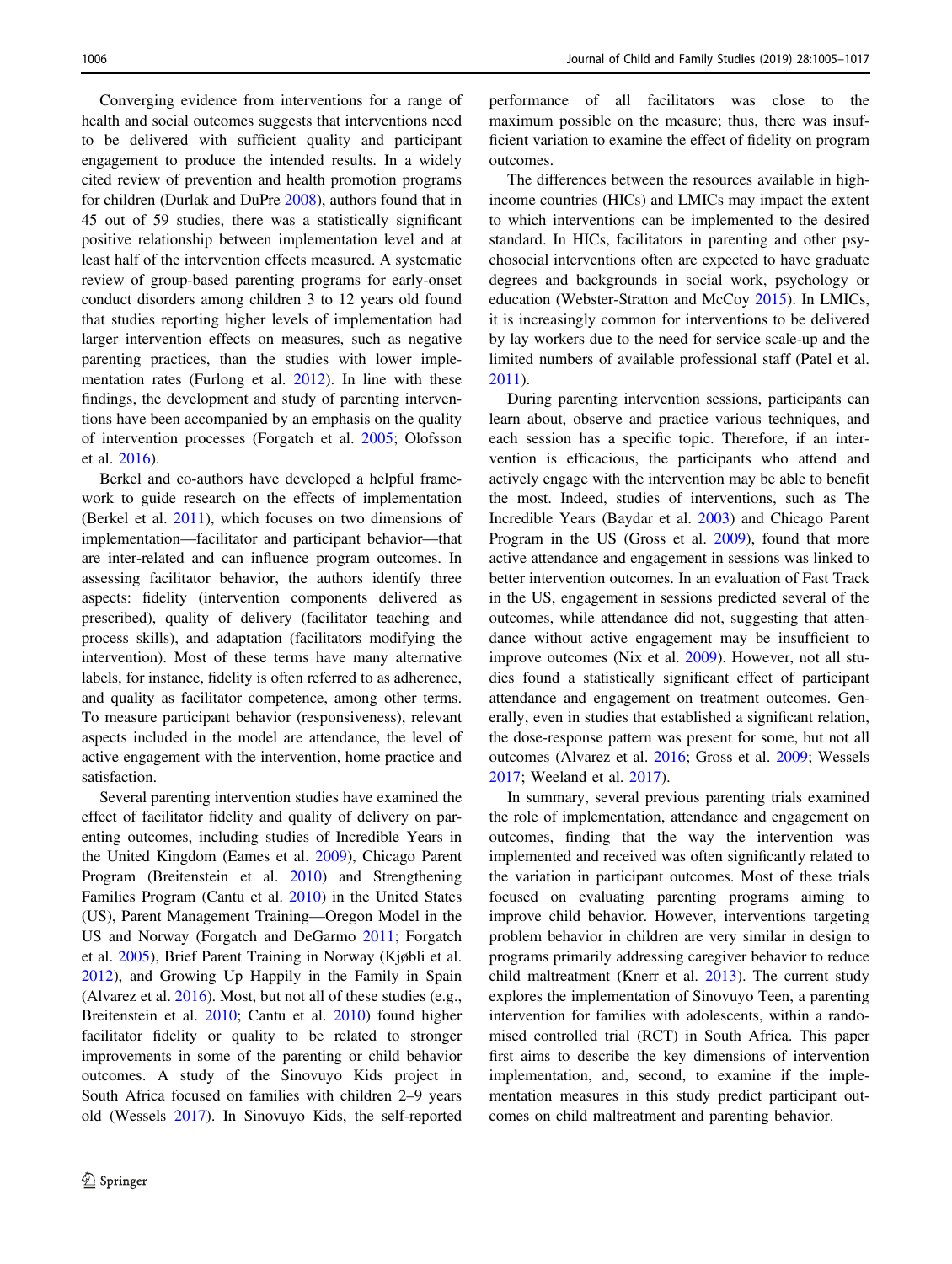Converging evidence from interventions for a range of health and social outcomes suggests that interventions need to be delivered with sufficient quality and participant engagement to produce the intended results. In a widely cited review of prevention and health promotion programs for children (Durlak and DuPre 2008), authors found that in 45 out of 59 studies, there was a statistically significant positive relationship between implementation level and at least half of the intervention effects measured. A systematic review of group-based parenting programs for early-onset conduct disorders among children 3 to 12 years old found that studies reporting higher levels of implementation had larger intervention effects on measures, such as negative parenting practices, than the studies with lower implementation rates (Furlong et al. 2012). In line with these findings, the development and study of parenting interventions have been accompanied by an emphasis on the quality of intervention processes (Forgatch et al. 2005; Olofsson et al. 2016).

Berkel and co-authors have developed a helpful framework to guide research on the effects of implementation (Berkel et al. 2011), which focuses on two dimensions of implementation—facilitator and participant behavior—that are inter-related and can influence program outcomes. In assessing facilitator behavior, the authors identify three aspects: fidelity (intervention components delivered as prescribed), quality of delivery (facilitator teaching and process skills), and adaptation (facilitators modifying the intervention). Most of these terms have many alternative labels, for instance, fidelity is often referred to as adherence, and quality as facilitator competence, among other terms. To measure participant behavior (responsiveness), relevant aspects included in the model are attendance, the level of active engagement with the intervention, home practice and satisfaction.

Several parenting intervention studies have examined the effect of facilitator fidelity and quality of delivery on parenting outcomes, including studies of Incredible Years in the United Kingdom (Eames et al. 2009), Chicago Parent Program (Breitenstein et al. 2010) and Strengthening Families Program (Cantu et al. 2010) in the United States (US), Parent Management Training—Oregon Model in the US and Norway (Forgatch and DeGarmo 2011; Forgatch et al. 2005), Brief Parent Training in Norway (Kjøbli et al. 2012), and Growing Up Happily in the Family in Spain (Alvarez et al. 2016). Most, but not all of these studies (e.g., Breitenstein et al. 2010; Cantu et al. 2010) found higher facilitator fidelity or quality to be related to stronger improvements in some of the parenting or child behavior outcomes. A study of the Sinovuyo Kids project in South Africa focused on families with children 2–9 years old (Wessels 2017). In Sinovuyo Kids, the self-reported performance of all facilitators was close to the maximum possible on the measure; thus, there was insufficient variation to examine the effect of fidelity on program outcomes.

The differences between the resources available in high-income countries (HICs) and LMICs may impact the extent to which interventions can be implemented to the desired standard. In HICs, facilitators in parenting and other psychosocial interventions often are expected to have graduate degrees and backgrounds in social work, psychology or education (Webster-Stratton and McCoy 2015). In LMICs, it is increasingly common for interventions to be delivered by lay workers due to the need for service scale-up and the limited numbers of available professional staff (Patel et al. 2011).

During parenting intervention sessions, participants can learn about, observe and practice various techniques, and each session has a specific topic. Therefore, if an intervention is efficacious, the participants who attend and actively engage with the intervention may be able to benefit the most. Indeed, studies of interventions, such as The Incredible Years (Baydar et al. 2003) and Chicago Parent Program in the US (Gross et al. 2009), found that more active attendance and engagement in sessions was linked to better intervention outcomes. In an evaluation of Fast Track in the US, engagement in sessions predicted several of the outcomes, while attendance did not, suggesting that attendance without active engagement may be insufficient to improve outcomes (Nix et al. 2009). However, not all studies found a statistically significant effect of participant attendance and engagement on treatment outcomes. Generally, even in studies that established a significant relation, the dose-response pattern was present for some, but not all outcomes (Alvarez et al. 2016; Gross et al. 2009; Wessels 2017; Weeland et al. 2017).

In summary, several previous parenting trials examined the role of implementation, attendance and engagement on outcomes, finding that the way the intervention was implemented and received was often significantly related to the variation in participant outcomes. Most of these trials focused on evaluating parenting programs aiming to improve child behavior. However, interventions targeting problem behavior in children are very similar in design to programs primarily addressing caregiver behavior to reduce child maltreatment (Knerr et al. 2013). The current study explores the implementation of Sinovuyo Teen, a parenting intervention for families with adolescents, within a randomised controlled trial (RCT) in South Africa. This paper first aims to describe the key dimensions of intervention implementation, and, second, to examine if the implementation measures in this study predict participant outcomes on child maltreatment and parenting behavior.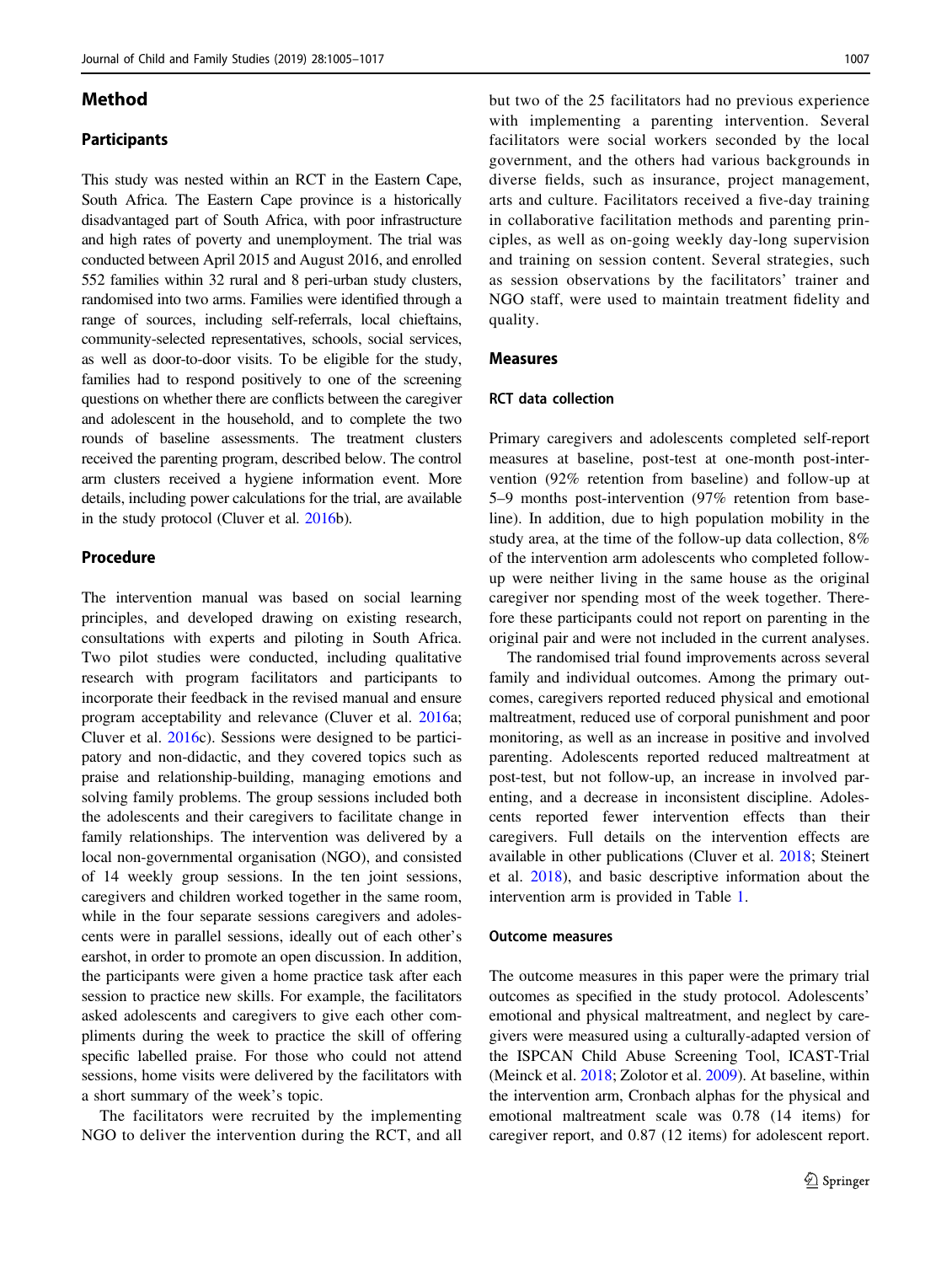## Method

### Participants

This study was nested within an RCT in the Eastern Cape, South Africa. The Eastern Cape province is a historically disadvantaged part of South Africa, with poor infrastructure and high rates of poverty and unemployment. The trial was conducted between April 2015 and August 2016, and enrolled 552 families within 32 rural and 8 peri-urban study clusters, randomised into two arms. Families were identified through a range of sources, including self-referrals, local chieftains, community-selected representatives, schools, social services, as well as door-to-door visits. To be eligible for the study, families had to respond positively to one of the screening questions on whether there are conflicts between the caregiver and adolescent in the household, and to complete the two rounds of baseline assessments. The treatment clusters received the parenting program, described below. The control arm clusters received a hygiene information event. More details, including power calculations for the trial, are available in the study protocol (Cluver et al. 2016b).

### Procedure

The intervention manual was based on social learning principles, and developed drawing on existing research, consultations with experts and piloting in South Africa. Two pilot studies were conducted, including qualitative research with program facilitators and participants to incorporate their feedback in the revised manual and ensure program acceptability and relevance (Cluver et al. 2016a; Cluver et al. 2016c). Sessions were designed to be participatory and non-didactic, and they covered topics such as praise and relationship-building, managing emotions and solving family problems. The group sessions included both the adolescents and their caregivers to facilitate change in family relationships. The intervention was delivered by a local non-governmental organisation (NGO), and consisted of 14 weekly group sessions. In the ten joint sessions, caregivers and children worked together in the same room, while in the four separate sessions caregivers and adolescents were in parallel sessions, ideally out of each other's earshot, in order to promote an open discussion. In addition, the participants were given a home practice task after each session to practice new skills. For example, the facilitators asked adolescents and caregivers to give each other compliments during the week to practice the skill of offering specific labelled praise. For those who could not attend sessions, home visits were delivered by the facilitators with a short summary of the week's topic.

The facilitators were recruited by the implementing NGO to deliver the intervention during the RCT, and all but two of the 25 facilitators had no previous experience with implementing a parenting intervention. Several facilitators were social workers seconded by the local government, and the others had various backgrounds in diverse fields, such as insurance, project management, arts and culture. Facilitators received a five-day training in collaborative facilitation methods and parenting principles, as well as on-going weekly day-long supervision and training on session content. Several strategies, such as session observations by the facilitators' trainer and NGO staff, were used to maintain treatment fidelity and quality.

### Measures

#### RCT data collection

Primary caregivers and adolescents completed self-report measures at baseline, post-test at one-month post-intervention (92% retention from baseline) and follow-up at 5–9 months post-intervention (97% retention from baseline). In addition, due to high population mobility in the study area, at the time of the follow-up data collection, 8% of the intervention arm adolescents who completed follow-up were neither living in the same house as the original caregiver nor spending most of the week together. Therefore these participants could not report on parenting in the original pair and were not included in the current analyses.

The randomised trial found improvements across several family and individual outcomes. Among the primary outcomes, caregivers reported reduced physical and emotional maltreatment, reduced use of corporal punishment and poor monitoring, as well as an increase in positive and involved parenting. Adolescents reported reduced maltreatment at post-test, but not follow-up, an increase in involved parenting, and a decrease in inconsistent discipline. Adolescents reported fewer intervention effects than their caregivers. Full details on the intervention effects are available in other publications (Cluver et al. 2018; Steinert et al. 2018), and basic descriptive information about the intervention arm is provided in Table 1.

#### Outcome measures

The outcome measures in this paper were the primary trial outcomes as specified in the study protocol. Adolescents' emotional and physical maltreatment, and neglect by caregivers were measured using a culturally-adapted version of the ISPCAN Child Abuse Screening Tool, ICAST-Trial (Meinck et al. 2018; Zolotor et al. 2009). At baseline, within the intervention arm, Cronbach alphas for the physical and emotional maltreatment scale was 0.78 (14 items) for caregiver report, and 0.87 (12 items) for adolescent report.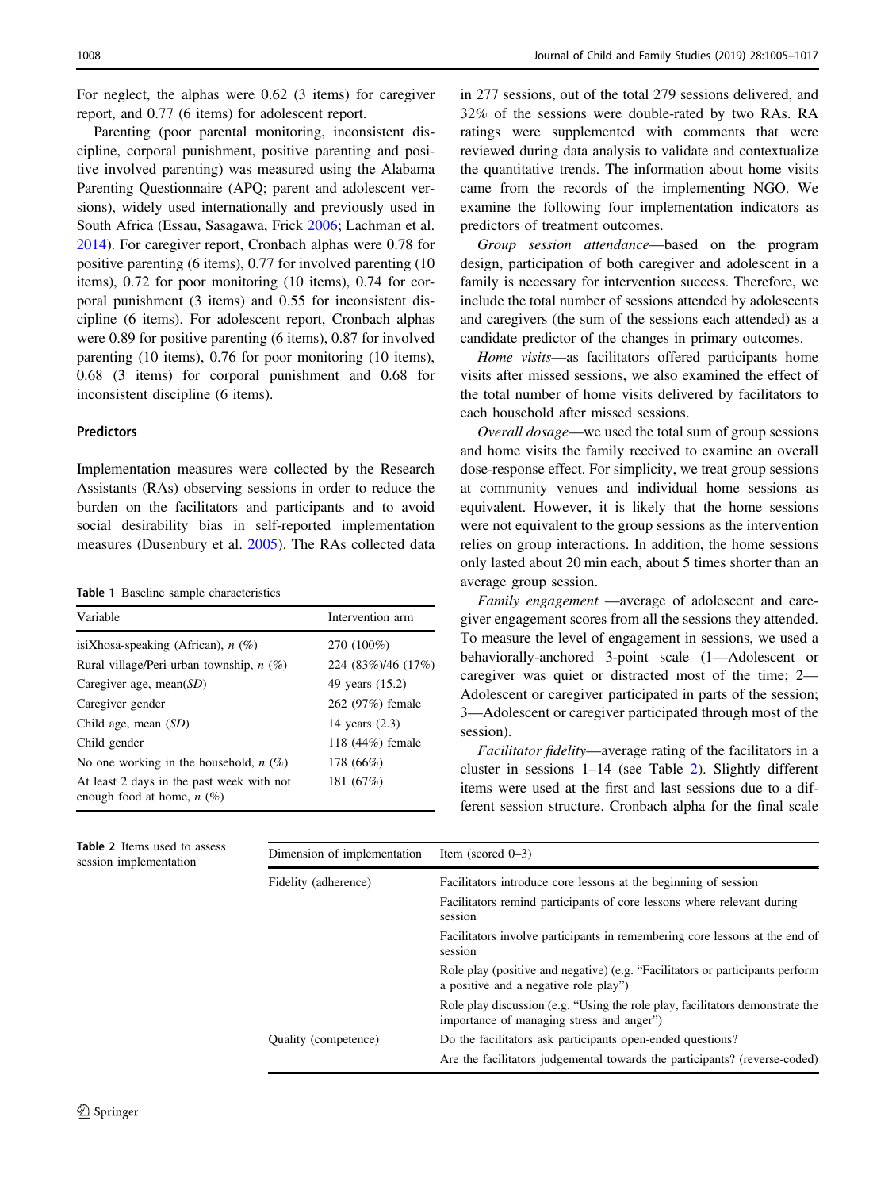For neglect, the alphas were 0.62 (3 items) for caregiver report, and 0.77 (6 items) for adolescent report.

Parenting (poor parental monitoring, inconsistent discipline, corporal punishment, positive parenting and positive involved parenting) was measured using the Alabama Parenting Questionnaire (APQ; parent and adolescent versions), widely used internationally and previously used in South Africa (Essau, Sasagawa, Frick 2006; Lachman et al. 2014). For caregiver report, Cronbach alphas were 0.78 for positive parenting (6 items), 0.77 for involved parenting (10 items), 0.72 for poor monitoring (10 items), 0.74 for corporal punishment (3 items) and 0.55 for inconsistent discipline (6 items). For adolescent report, Cronbach alphas were 0.89 for positive parenting (6 items), 0.87 for involved parenting (10 items), 0.76 for poor monitoring (10 items), 0.68 (3 items) for corporal punishment and 0.68 for inconsistent discipline (6 items).

### Predictors

Implementation measures were collected by the Research Assistants (RAs) observing sessions in order to reduce the burden on the facilitators and participants and to avoid social desirability bias in self-reported implementation measures (Dusenbury et al. 2005). The RAs collected data in 277 sessions, out of the total 279 sessions delivered, and 32% of the sessions were double-rated by two RAs. RA ratings were supplemented with comments that were reviewed during data analysis to validate and contextualize the quantitative trends. The information about home visits came from the records of the implementing NGO. We examine the following four implementation indicators as predictors of treatment outcomes.

*Group session attendance*—based on the program design, participation of both caregiver and adolescent in a family is necessary for intervention success. Therefore, we include the total number of sessions attended by adolescents and caregivers (the sum of the sessions each attended) as a candidate predictor of the changes in primary outcomes.

*Home visits*—as facilitators offered participants home visits after missed sessions, we also examined the effect of the total number of home visits delivered by facilitators to each household after missed sessions.

*Overall dosage*—we used the total sum of group sessions and home visits the family received to examine an overall dose-response effect. For simplicity, we treat group sessions at community venues and individual home sessions as equivalent. However, it is likely that the home sessions were not equivalent to the group sessions as the intervention relies on group interactions. In addition, the home sessions only lasted about 20 min each, about 5 times shorter than an average group session.

*Family engagement* —average of adolescent and caregiver engagement scores from all the sessions they attended. To measure the level of engagement in sessions, we used a behaviorally-anchored 3-point scale (1—Adolescent or caregiver was quiet or distracted most of the time; 2—Adolescent or caregiver participated in parts of the session; 3—Adolescent or caregiver participated through most of the session).

*Facilitator fidelity*—average rating of the facilitators in a cluster in sessions 1–14 (see Table 2). Slightly different items were used at the first and last sessions due to a different session structure. Cronbach alpha for the final scale

**Table 1** Baseline sample characteristics

| Variable | Intervention arm |
|---|---|
| isiXhosa-speaking (African), *n* (%) | 270 (100%) |
| Rural village/Peri-urban township, *n* (%) | 224 (83%)/46 (17%) |
| Caregiver age, mean(*SD*) | 49 years (15.2) |
| Caregiver gender | 262 (97%) female |
| Child age, mean (*SD*) | 14 years (2.3) |
| Child gender | 118 (44%) female |
| No one working in the household, *n* (%) | 178 (66%) |
| At least 2 days in the past week with not enough food at home, *n* (%) | 181 (67%) |

**Table 2** Items used to assess session implementation

| Dimension of implementation | Item (scored 0–3) |
|---|---|
| Fidelity (adherence) | Facilitators introduce core lessons at the beginning of session |
| | Facilitators remind participants of core lessons where relevant during session |
| | Facilitators involve participants in remembering core lessons at the end of session |
| | Role play (positive and negative) (e.g. "Facilitators or participants perform a positive and a negative role play") |
| | Role play discussion (e.g. "Using the role play, facilitators demonstrate the importance of managing stress and anger") |
| Quality (competence) | Do the facilitators ask participants open-ended questions? |
| | Are the facilitators judgemental towards the participants? (reverse-coded) |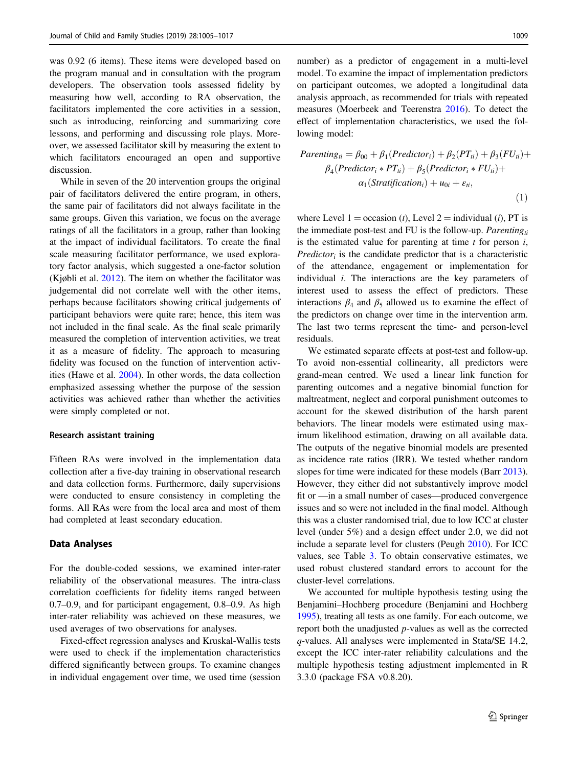was 0.92 (6 items). These items were developed based on the program manual and in consultation with the program developers. The observation tools assessed fidelity by measuring how well, according to RA observation, the facilitators implemented the core activities in a session, such as introducing, reinforcing and summarizing core lessons, and performing and discussing role plays. Moreover, we assessed facilitator skill by measuring the extent to which facilitators encouraged an open and supportive discussion.

While in seven of the 20 intervention groups the original pair of facilitators delivered the entire program, in others, the same pair of facilitators did not always facilitate in the same groups. Given this variation, we focus on the average ratings of all the facilitators in a group, rather than looking at the impact of individual facilitators. To create the final scale measuring facilitator performance, we used exploratory factor analysis, which suggested a one-factor solution (Kjøbli et al. 2012). The item on whether the facilitator was judgemental did not correlate well with the other items, perhaps because facilitators showing critical judgements of participant behaviors were quite rare; hence, this item was not included in the final scale. As the final scale primarily measured the completion of intervention activities, we treat it as a measure of fidelity. The approach to measuring fidelity was focused on the function of intervention activities (Hawe et al. 2004). In other words, the data collection emphasized assessing whether the purpose of the session activities was achieved rather than whether the activities were simply completed or not.

#### Research assistant training

Fifteen RAs were involved in the implementation data collection after a five-day training in observational research and data collection forms. Furthermore, daily supervisions were conducted to ensure consistency in completing the forms. All RAs were from the local area and most of them had completed at least secondary education.

### Data Analyses

For the double-coded sessions, we examined inter-rater reliability of the observational measures. The intra-class correlation coefficients for fidelity items ranged between 0.7–0.9, and for participant engagement, 0.8–0.9. As high inter-rater reliability was achieved on these measures, we used averages of two observations for analyses.

Fixed-effect regression analyses and Kruskal-Wallis tests were used to check if the implementation characteristics differed significantly between groups. To examine changes in individual engagement over time, we used time (session number) as a predictor of engagement in a multi-level model. To examine the impact of implementation predictors on participant outcomes, we adopted a longitudinal data analysis approach, as recommended for trials with repeated measures (Moerbeek and Teerenstra 2016). To detect the effect of implementation characteristics, we used the following model:

$$Parenting_{ti} = \beta_{00} + \beta_1(Predictor_i) + \beta_2(PT_{ti}) + \beta_3(FU_{ti}) + \beta_4(Predictor_i * PT_{ti}) + \beta_5(Predictor_i * FU_{ti}) + \alpha_1(Stratification_i) + u_{0i} + \varepsilon_{ti}, \tag{1}$$

where Level 1 = occasion ($t$), Level 2 = individual ($i$), PT is the immediate post-test and FU is the follow-up. $Parenting_{ti}$ is the estimated value for parenting at time $t$ for person $i$, $Predictor_i$ is the candidate predictor that is a characteristic of the attendance, engagement or implementation for individual $i$. The interactions are the key parameters of interest used to assess the effect of predictors. These interactions $\beta_4$ and $\beta_5$ allowed us to examine the effect of the predictors on change over time in the intervention arm. The last two terms represent the time- and person-level residuals.

We estimated separate effects at post-test and follow-up. To avoid non-essential collinearity, all predictors were grand-mean centred. We used a linear link function for parenting outcomes and a negative binomial function for maltreatment, neglect and corporal punishment outcomes to account for the skewed distribution of the harsh parent behaviors. The linear models were estimated using maximum likelihood estimation, drawing on all available data. The outputs of the negative binomial models are presented as incidence rate ratios (IRR). We tested whether random slopes for time were indicated for these models (Barr 2013). However, they either did not substantively improve model fit or —in a small number of cases—produced convergence issues and so were not included in the final model. Although this was a cluster randomised trial, due to low ICC at cluster level (under 5%) and a design effect under 2.0, we did not include a separate level for clusters (Peugh 2010). For ICC values, see Table 3. To obtain conservative estimates, we used robust clustered standard errors to account for the cluster-level correlations.

We accounted for multiple hypothesis testing using the Benjamini–Hochberg procedure (Benjamini and Hochberg 1995), treating all tests as one family. For each outcome, we report both the unadjusted $p$-values as well as the corrected $q$-values. All analyses were implemented in Stata/SE 14.2, except the ICC inter-rater reliability calculations and the multiple hypothesis testing adjustment implemented in R 3.3.0 (package FSA v0.8.20).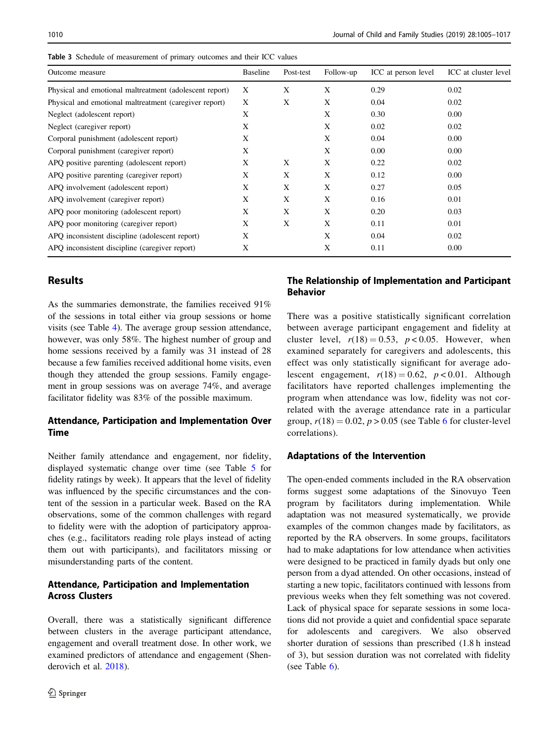**Table 3** Schedule of measurement of primary outcomes and their ICC values

| Outcome measure | Baseline | Post-test | Follow-up | ICC at person level | ICC at cluster level |
|---|---|---|---|---|---|
| Physical and emotional maltreatment (adolescent report) | X | X | X | 0.29 | 0.02 |
| Physical and emotional maltreatment (caregiver report) | X | X | X | 0.04 | 0.02 |
| Neglect (adolescent report) | X | | X | 0.30 | 0.00 |
| Neglect (caregiver report) | X | | X | 0.02 | 0.02 |
| Corporal punishment (adolescent report) | X | | X | 0.04 | 0.00 |
| Corporal punishment (caregiver report) | X | | X | 0.00 | 0.00 |
| APQ positive parenting (adolescent report) | X | X | X | 0.22 | 0.02 |
| APQ positive parenting (caregiver report) | X | X | X | 0.12 | 0.00 |
| APQ involvement (adolescent report) | X | X | X | 0.27 | 0.05 |
| APQ involvement (caregiver report) | X | X | X | 0.16 | 0.01 |
| APQ poor monitoring (adolescent report) | X | X | X | 0.20 | 0.03 |
| APQ poor monitoring (caregiver report) | X | X | X | 0.11 | 0.01 |
| APQ inconsistent discipline (adolescent report) | X | | X | 0.04 | 0.02 |
| APQ inconsistent discipline (caregiver report) | X | | X | 0.11 | 0.00 |

## Results

As the summaries demonstrate, the families received 91% of the sessions in total either via group sessions or home visits (see Table 4). The average group session attendance, however, was only 58%. The highest number of group and home sessions received by a family was 31 instead of 28 because a few families received additional home visits, even though they attended the group sessions. Family engagement in group sessions was on average 74%, and average facilitator fidelity was 83% of the possible maximum.

### Attendance, Participation and Implementation Over Time

Neither family attendance and engagement, nor fidelity, displayed systematic change over time (see Table 5 for fidelity ratings by week). It appears that the level of fidelity was influenced by the specific circumstances and the content of the session in a particular week. Based on the RA observations, some of the common challenges with regard to fidelity were with the adoption of participatory approaches (e.g., facilitators reading role plays instead of acting them out with participants), and facilitators missing or misunderstanding parts of the content.

### Attendance, Participation and Implementation Across Clusters

Overall, there was a statistically significant difference between clusters in the average participant attendance, engagement and overall treatment dose. In other work, we examined predictors of attendance and engagement (Shenderovich et al. 2018).

### The Relationship of Implementation and Participant Behavior

There was a positive statistically significant correlation between average participant engagement and fidelity at cluster level, $r(18) = 0.53$, $p < 0.05$. However, when examined separately for caregivers and adolescents, this effect was only statistically significant for average adolescent engagement, $r(18) = 0.62$, $p < 0.01$. Although facilitators have reported challenges implementing the program when attendance was low, fidelity was not correlated with the average attendance rate in a particular group, $r(18) = 0.02$, $p > 0.05$ (see Table 6 for cluster-level correlations).

### Adaptations of the Intervention

The open-ended comments included in the RA observation forms suggest some adaptations of the Sinovuyo Teen program by facilitators during implementation. While adaptation was not measured systematically, we provide examples of the common changes made by facilitators, as reported by the RA observers. In some groups, facilitators had to make adaptations for low attendance when activities were designed to be practiced in family dyads but only one person from a dyad attended. On other occasions, instead of starting a new topic, facilitators continued with lessons from previous weeks when they felt something was not covered. Lack of physical space for separate sessions in some locations did not provide a quiet and confidential space separate for adolescents and caregivers. We also observed shorter duration of sessions than prescribed (1.8 h instead of 3), but session duration was not correlated with fidelity (see Table 6).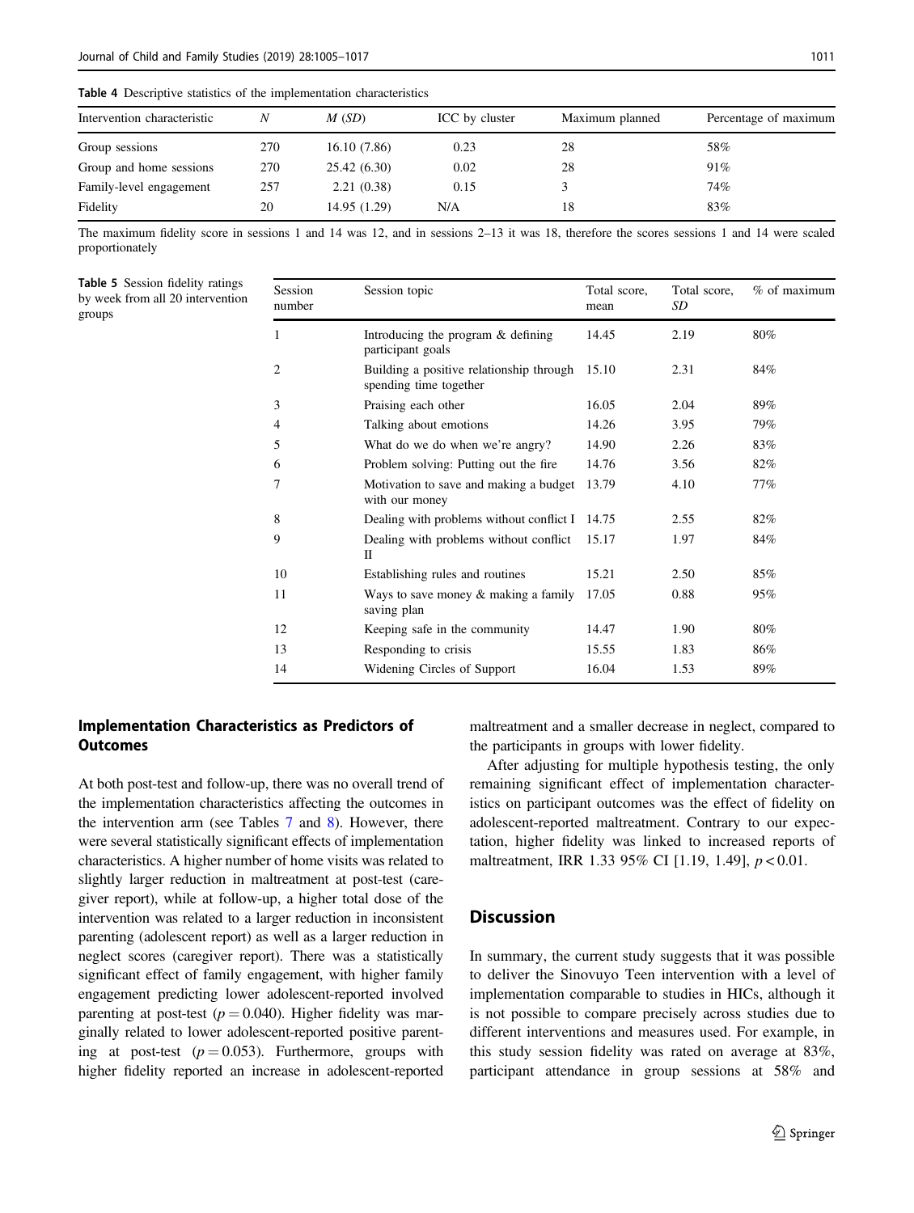**Table 4** Descriptive statistics of the implementation characteristics

| Intervention characteristic | *N* | *M* (*SD*) | ICC by cluster | Maximum planned | Percentage of maximum |
|---|---|---|---|---|---|
| Group sessions | 270 | 16.10 (7.86) | 0.23 | 28 | 58% |
| Group and home sessions | 270 | 25.42 (6.30) | 0.02 | 28 | 91% |
| Family-level engagement | 257 | 2.21 (0.38) | 0.15 | 3 | 74% |
| Fidelity | 20 | 14.95 (1.29) | N/A | 18 | 83% |

The maximum fidelity score in sessions 1 and 14 was 12, and in sessions 2–13 it was 18, therefore the scores sessions 1 and 14 were scaled proportionately

**Table 5** Session fidelity ratings by week from all 20 intervention groups

| Session number | Session topic | Total score, mean | Total score, *SD* | % of maximum |
|---|---|---|---|---|
| 1 | Introducing the program & defining participant goals | 14.45 | 2.19 | 80% |
| 2 | Building a positive relationship through spending time together | 15.10 | 2.31 | 84% |
| 3 | Praising each other | 16.05 | 2.04 | 89% |
| 4 | Talking about emotions | 14.26 | 3.95 | 79% |
| 5 | What do we do when we're angry? | 14.90 | 2.26 | 83% |
| 6 | Problem solving: Putting out the fire | 14.76 | 3.56 | 82% |
| 7 | Motivation to save and making a budget with our money | 13.79 | 4.10 | 77% |
| 8 | Dealing with problems without conflict I | 14.75 | 2.55 | 82% |
| 9 | Dealing with problems without conflict II | 15.17 | 1.97 | 84% |
| 10 | Establishing rules and routines | 15.21 | 2.50 | 85% |
| 11 | Ways to save money & making a family saving plan | 17.05 | 0.88 | 95% |
| 12 | Keeping safe in the community | 14.47 | 1.90 | 80% |
| 13 | Responding to crisis | 15.55 | 1.83 | 86% |
| 14 | Widening Circles of Support | 16.04 | 1.53 | 89% |

### Implementation Characteristics as Predictors of Outcomes

At both post-test and follow-up, there was no overall trend of the implementation characteristics affecting the outcomes in the intervention arm (see Tables 7 and 8). However, there were several statistically significant effects of implementation characteristics. A higher number of home visits was related to slightly larger reduction in maltreatment at post-test (caregiver report), while at follow-up, a higher total dose of the intervention was related to a larger reduction in inconsistent parenting (adolescent report) as well as a larger reduction in neglect scores (caregiver report). There was a statistically significant effect of family engagement, with higher family engagement predicting lower adolescent-reported involved parenting at post-test ($p = 0.040$). Higher fidelity was marginally related to lower adolescent-reported positive parenting at post-test ($p = 0.053$). Furthermore, groups with higher fidelity reported an increase in adolescent-reported maltreatment and a smaller decrease in neglect, compared to the participants in groups with lower fidelity.

After adjusting for multiple hypothesis testing, the only remaining significant effect of implementation characteristics on participant outcomes was the effect of fidelity on adolescent-reported maltreatment. Contrary to our expectation, higher fidelity was linked to increased reports of maltreatment, IRR 1.33 95% CI [1.19, 1.49], $p < 0.01$.

## Discussion

In summary, the current study suggests that it was possible to deliver the Sinovuyo Teen intervention with a level of implementation comparable to studies in HICs, although it is not possible to compare precisely across studies due to different interventions and measures used. For example, in this study session fidelity was rated on average at 83%, participant attendance in group sessions at 58% and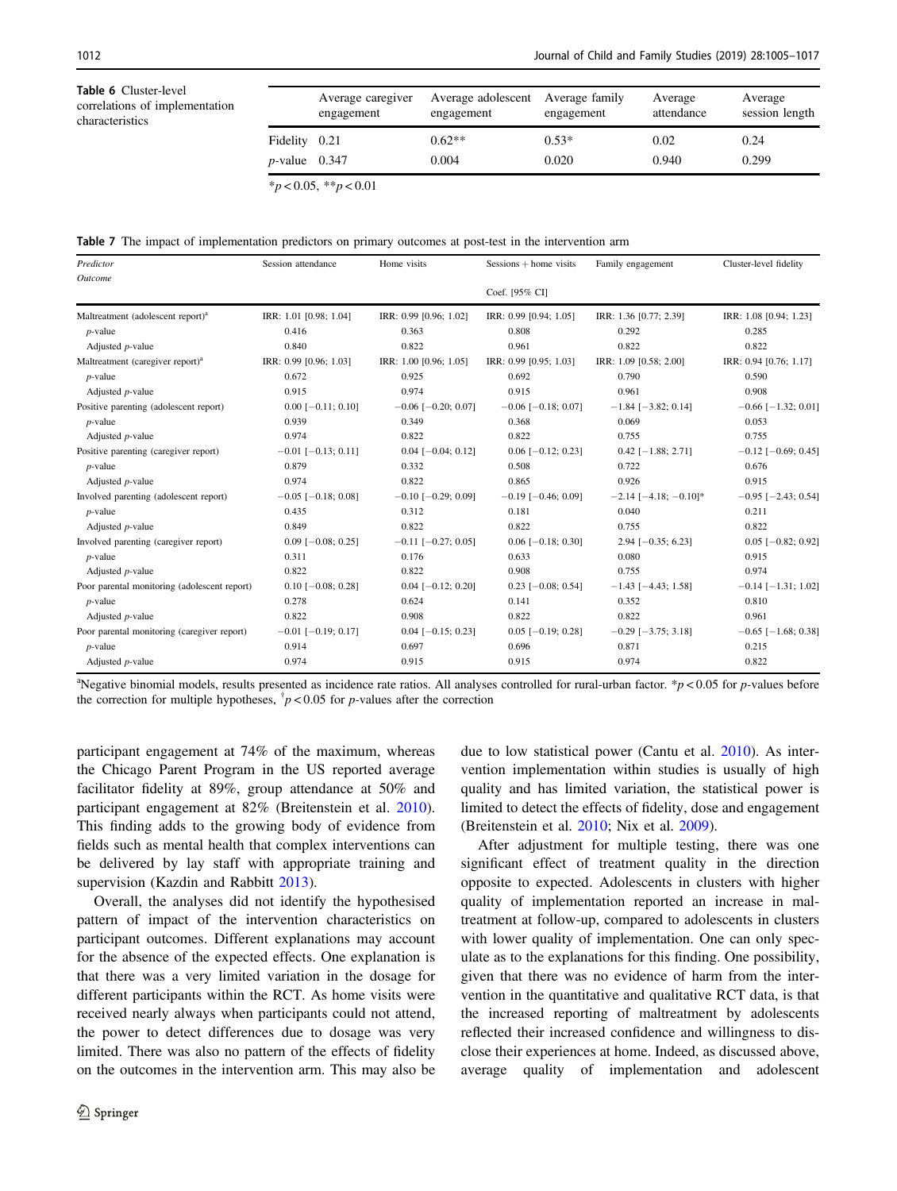**Table 6** Cluster-level correlations of implementation characteristics

| | Average caregiver engagement | Average adolescent engagement | Average family engagement | Average attendance | Average session length |
|---|---|---|---|---|---|
| Fidelity | 0.21 | 0.62** | 0.53* | 0.02 | 0.24 |
| *p*-value | 0.347 | 0.004 | 0.020 | 0.940 | 0.299 |

*$p < 0.05$, **$p < 0.01$

**Table 7** The impact of implementation predictors on primary outcomes at post-test in the intervention arm

| *Predictor* / *Outcome* | Session attendance | Home visits | Sessions + home visits | Family engagement | Cluster-level fidelity |
|---|---|---|---|---|---|
| | | | Coef. [95% CI] | | |
| Maltreatment (adolescent report)[a] | IRR: 1.01 [0.98; 1.04] | IRR: 0.99 [0.96; 1.02] | IRR: 0.99 [0.94; 1.05] | IRR: 1.36 [0.77; 2.39] | IRR: 1.08 [0.94; 1.23] |
| *p*-value | 0.416 | 0.363 | 0.808 | 0.292 | 0.285 |
| Adjusted *p*-value | 0.840 | 0.822 | 0.961 | 0.822 | 0.822 |
| Maltreatment (caregiver report)[a] | IRR: 0.99 [0.96; 1.03] | IRR: 1.00 [0.96; 1.05] | IRR: 0.99 [0.95; 1.03] | IRR: 1.09 [0.58; 2.00] | IRR: 0.94 [0.76; 1.17] |
| *p*-value | 0.672 | 0.925 | 0.692 | 0.790 | 0.590 |
| Adjusted *p*-value | 0.915 | 0.974 | 0.915 | 0.961 | 0.908 |
| Positive parenting (adolescent report) | 0.00 [−0.11; 0.10] | −0.06 [−0.20; 0.07] | −0.06 [−0.18; 0.07] | −1.84 [−3.82; 0.14] | −0.66 [−1.32; 0.01] |
| *p*-value | 0.939 | 0.349 | 0.368 | 0.069 | 0.053 |
| Adjusted *p*-value | 0.974 | 0.822 | 0.822 | 0.755 | 0.755 |
| Positive parenting (caregiver report) | −0.01 [−0.13; 0.11] | 0.04 [−0.04; 0.12] | 0.06 [−0.12; 0.23] | 0.42 [−1.88; 2.71] | −0.12 [−0.69; 0.45] |
| *p*-value | 0.879 | 0.332 | 0.508 | 0.722 | 0.676 |
| Adjusted *p*-value | 0.974 | 0.822 | 0.865 | 0.926 | 0.915 |
| Involved parenting (adolescent report) | −0.05 [−0.18; 0.08] | −0.10 [−0.29; 0.09] | −0.19 [−0.46; 0.09] | −2.14 [−4.18; −0.10]* | −0.95 [−2.43; 0.54] |
| *p*-value | 0.435 | 0.312 | 0.181 | 0.040 | 0.211 |
| Adjusted *p*-value | 0.849 | 0.822 | 0.822 | 0.755 | 0.822 |
| Involved parenting (caregiver report) | 0.09 [−0.08; 0.25] | −0.11 [−0.27; 0.05] | 0.06 [−0.18; 0.30] | 2.94 [−0.35; 6.23] | 0.05 [−0.82; 0.92] |
| *p*-value | 0.311 | 0.176 | 0.633 | 0.080 | 0.915 |
| Adjusted *p*-value | 0.822 | 0.822 | 0.908 | 0.755 | 0.974 |
| Poor parental monitoring (adolescent report) | 0.10 [−0.08; 0.28] | 0.04 [−0.12; 0.20] | 0.23 [−0.08; 0.54] | −1.43 [−4.43; 1.58] | −0.14 [−1.31; 1.02] |
| *p*-value | 0.278 | 0.624 | 0.141 | 0.352 | 0.810 |
| Adjusted *p*-value | 0.822 | 0.908 | 0.822 | 0.822 | 0.961 |
| Poor parental monitoring (caregiver report) | −0.01 [−0.19; 0.17] | 0.04 [−0.15; 0.23] | 0.05 [−0.19; 0.28] | −0.29 [−3.75; 3.18] | −0.65 [−1.68; 0.38] |
| *p*-value | 0.914 | 0.697 | 0.696 | 0.871 | 0.215 |
| Adjusted *p*-value | 0.974 | 0.915 | 0.915 | 0.974 | 0.822 |

[a]Negative binomial models, results presented as incidence rate ratios. All analyses controlled for rural-urban factor. *$p < 0.05$ for *p*-values before the correction for multiple hypotheses, †$p < 0.05$ for *p*-values after the correction

participant engagement at 74% of the maximum, whereas the Chicago Parent Program in the US reported average facilitator fidelity at 89%, group attendance at 50% and participant engagement at 82% (Breitenstein et al. 2010). This finding adds to the growing body of evidence from fields such as mental health that complex interventions can be delivered by lay staff with appropriate training and supervision (Kazdin and Rabbitt 2013).

Overall, the analyses did not identify the hypothesised pattern of impact of the intervention characteristics on participant outcomes. Different explanations may account for the absence of the expected effects. One explanation is that there was a very limited variation in the dosage for different participants within the RCT. As home visits were received nearly always when participants could not attend, the power to detect differences due to dosage was very limited. There was also no pattern of the effects of fidelity on the outcomes in the intervention arm. This may also be due to low statistical power (Cantu et al. 2010). As intervention implementation within studies is usually of high quality and has limited variation, the statistical power is limited to detect the effects of fidelity, dose and engagement (Breitenstein et al. 2010; Nix et al. 2009).

After adjustment for multiple testing, there was one significant effect of treatment quality in the direction opposite to expected. Adolescents in clusters with higher quality of implementation reported an increase in maltreatment at follow-up, compared to adolescents in clusters with lower quality of implementation. One can only speculate as to the explanations for this finding. One possibility, given that there was no evidence of harm from the intervention in the quantitative and qualitative RCT data, is that the increased reporting of maltreatment by adolescents reflected their increased confidence and willingness to disclose their experiences at home. Indeed, as discussed above, average quality of implementation and adolescent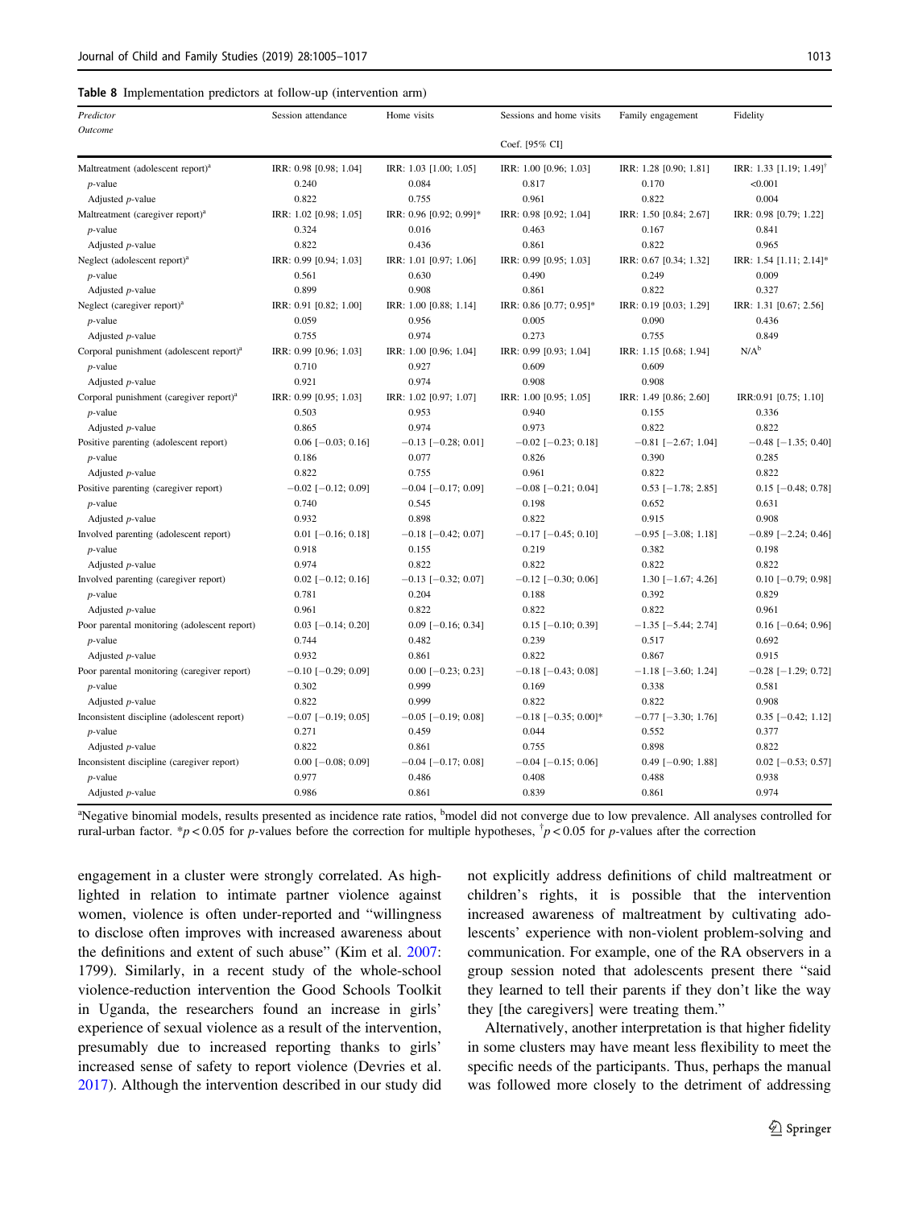**Table 8** Implementation predictors at follow-up (intervention arm)

| *Predictor* / *Outcome* | Session attendance | Home visits | Sessions and home visits | Family engagement | Fidelity |
|---|---|---|---|---|---|
| | | | Coef. [95% CI] | | |
| Maltreatment (adolescent report)[a] | IRR: 0.98 [0.98; 1.04] | IRR: 1.03 [1.00; 1.05] | IRR: 1.00 [0.96; 1.03] | IRR: 1.28 [0.90; 1.81] | IRR: 1.33 [1.19; 1.49][†] |
| *p*-value | 0.240 | 0.084 | 0.817 | 0.170 | <0.001 |
| Adjusted *p*-value | 0.822 | 0.755 | 0.961 | 0.822 | 0.004 |
| Maltreatment (caregiver report)[a] | IRR: 1.02 [0.98; 1.05] | IRR: 0.96 [0.92; 0.99]* | IRR: 0.98 [0.92; 1.04] | IRR: 1.50 [0.84; 2.67] | IRR: 0.98 [0.79; 1.22] |
| *p*-value | 0.324 | 0.016 | 0.463 | 0.167 | 0.841 |
| Adjusted *p*-value | 0.822 | 0.436 | 0.861 | 0.822 | 0.965 |
| Neglect (adolescent report)[a] | IRR: 0.99 [0.94; 1.03] | IRR: 1.01 [0.97; 1.06] | IRR: 0.99 [0.95; 1.03] | IRR: 0.67 [0.34; 1.32] | IRR: 1.54 [1.11; 2.14]* |
| *p*-value | 0.561 | 0.630 | 0.490 | 0.249 | 0.009 |
| Adjusted *p*-value | 0.899 | 0.908 | 0.861 | 0.822 | 0.327 |
| Neglect (caregiver report)[a] | IRR: 0.91 [0.82; 1.00] | IRR: 1.00 [0.88; 1.14] | IRR: 0.86 [0.77; 0.95]* | IRR: 0.19 [0.03; 1.29] | IRR: 1.31 [0.67; 2.56] |
| *p*-value | 0.059 | 0.956 | 0.005 | 0.090 | 0.436 |
| Adjusted *p*-value | 0.755 | 0.974 | 0.273 | 0.755 | 0.849 |
| Corporal punishment (adolescent report)[a] | IRR: 0.99 [0.96; 1.03] | IRR: 1.00 [0.96; 1.04] | IRR: 0.99 [0.93; 1.04] | IRR: 1.15 [0.68; 1.94] | N/A[b] |
| *p*-value | 0.710 | 0.927 | 0.609 | 0.609 | |
| Adjusted *p*-value | 0.921 | 0.974 | 0.908 | 0.908 | |
| Corporal punishment (caregiver report)[a] | IRR: 0.99 [0.95; 1.03] | IRR: 1.02 [0.97; 1.07] | IRR: 1.00 [0.95; 1.05] | IRR: 1.49 [0.86; 2.60] | IRR:0.91 [0.75; 1.10] |
| *p*-value | 0.503 | 0.953 | 0.940 | 0.155 | 0.336 |
| Adjusted *p*-value | 0.865 | 0.974 | 0.973 | 0.822 | 0.822 |
| Positive parenting (adolescent report) | 0.06 [−0.03; 0.16] | −0.13 [−0.28; 0.01] | −0.02 [−0.23; 0.18] | −0.81 [−2.67; 1.04] | −0.48 [−1.35; 0.40] |
| *p*-value | 0.186 | 0.077 | 0.826 | 0.390 | 0.285 |
| Adjusted *p*-value | 0.822 | 0.755 | 0.961 | 0.822 | 0.822 |
| Positive parenting (caregiver report) | −0.02 [−0.12; 0.09] | −0.04 [−0.17; 0.09] | −0.08 [−0.21; 0.04] | 0.53 [−1.78; 2.85] | 0.15 [−0.48; 0.78] |
| *p*-value | 0.740 | 0.545 | 0.198 | 0.652 | 0.631 |
| Adjusted *p*-value | 0.932 | 0.898 | 0.822 | 0.915 | 0.908 |
| Involved parenting (adolescent report) | 0.01 [−0.16; 0.18] | −0.18 [−0.42; 0.07] | −0.17 [−0.45; 0.10] | −0.95 [−3.08; 1.18] | −0.89 [−2.24; 0.46] |
| *p*-value | 0.918 | 0.155 | 0.219 | 0.382 | 0.198 |
| Adjusted *p*-value | 0.974 | 0.822 | 0.822 | 0.822 | 0.822 |
| Involved parenting (caregiver report) | 0.02 [−0.12; 0.16] | −0.13 [−0.32; 0.07] | −0.12 [−0.30; 0.06] | 1.30 [−1.67; 4.26] | 0.10 [−0.79; 0.98] |
| *p*-value | 0.781 | 0.204 | 0.188 | 0.392 | 0.829 |
| Adjusted *p*-value | 0.961 | 0.822 | 0.822 | 0.822 | 0.961 |
| Poor parental monitoring (adolescent report) | 0.03 [−0.14; 0.20] | 0.09 [−0.16; 0.34] | 0.15 [−0.10; 0.39] | −1.35 [−5.44; 2.74] | 0.16 [−0.64; 0.96] |
| *p*-value | 0.744 | 0.482 | 0.239 | 0.517 | 0.692 |
| Adjusted *p*-value | 0.932 | 0.861 | 0.822 | 0.867 | 0.915 |
| Poor parental monitoring (caregiver report) | −0.10 [−0.29; 0.09] | 0.00 [−0.23; 0.23] | −0.18 [−0.43; 0.08] | −1.18 [−3.60; 1.24] | −0.28 [−1.29; 0.72] |
| *p*-value | 0.302 | 0.999 | 0.169 | 0.338 | 0.581 |
| Adjusted *p*-value | 0.822 | 0.999 | 0.822 | 0.822 | 0.908 |
| Inconsistent discipline (adolescent report) | −0.07 [−0.19; 0.05] | −0.05 [−0.19; 0.08] | −0.18 [−0.35; 0.00]* | −0.77 [−3.30; 1.76] | 0.35 [−0.42; 1.12] |
| *p*-value | 0.271 | 0.459 | 0.044 | 0.552 | 0.377 |
| Adjusted *p*-value | 0.822 | 0.861 | 0.755 | 0.898 | 0.822 |
| Inconsistent discipline (caregiver report) | 0.00 [−0.08; 0.09] | −0.04 [−0.17; 0.08] | −0.04 [−0.15; 0.06] | 0.49 [−0.90; 1.88] | 0.02 [−0.53; 0.57] |
| *p*-value | 0.977 | 0.486 | 0.408 | 0.488 | 0.938 |
| Adjusted *p*-value | 0.986 | 0.861 | 0.839 | 0.861 | 0.974 |

[a]Negative binomial models, results presented as incidence rate ratios, [b]model did not converge due to low prevalence. All analyses controlled for rural-urban factor. *$p < 0.05$ for *p*-values before the correction for multiple hypotheses, [†]$p < 0.05$ for *p*-values after the correction

engagement in a cluster were strongly correlated. As highlighted in relation to intimate partner violence against women, violence is often under-reported and "willingness to disclose often improves with increased awareness about the definitions and extent of such abuse" (Kim et al. 2007: 1799). Similarly, in a recent study of the whole-school violence-reduction intervention the Good Schools Toolkit in Uganda, the researchers found an increase in girls' experience of sexual violence as a result of the intervention, presumably due to increased reporting thanks to girls' increased sense of safety to report violence (Devries et al. 2017). Although the intervention described in our study did not explicitly address definitions of child maltreatment or children's rights, it is possible that the intervention increased awareness of maltreatment by cultivating adolescents' experience with non-violent problem-solving and communication. For example, one of the RA observers in a group session noted that adolescents present there "said they learned to tell their parents if they don't like the way they [the caregivers] were treating them."

Alternatively, another interpretation is that higher fidelity in some clusters may have meant less flexibility to meet the specific needs of the participants. Thus, perhaps the manual was followed more closely to the detriment of addressing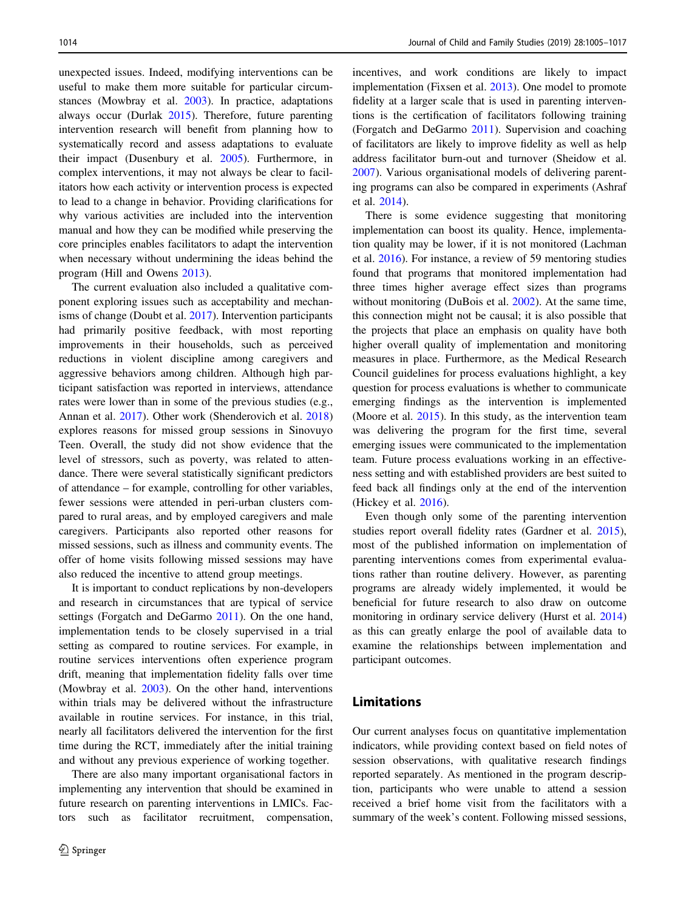unexpected issues. Indeed, modifying interventions can be useful to make them more suitable for particular circumstances (Mowbray et al. 2003). In practice, adaptations always occur (Durlak 2015). Therefore, future parenting intervention research will benefit from planning how to systematically record and assess adaptations to evaluate their impact (Dusenbury et al. 2005). Furthermore, in complex interventions, it may not always be clear to facilitators how each activity or intervention process is expected to lead to a change in behavior. Providing clarifications for why various activities are included into the intervention manual and how they can be modified while preserving the core principles enables facilitators to adapt the intervention when necessary without undermining the ideas behind the program (Hill and Owens 2013).

The current evaluation also included a qualitative component exploring issues such as acceptability and mechanisms of change (Doubt et al. 2017). Intervention participants had primarily positive feedback, with most reporting improvements in their households, such as perceived reductions in violent discipline among caregivers and aggressive behaviors among children. Although high participant satisfaction was reported in interviews, attendance rates were lower than in some of the previous studies (e.g., Annan et al. 2017). Other work (Shenderovich et al. 2018) explores reasons for missed group sessions in Sinovuyo Teen. Overall, the study did not show evidence that the level of stressors, such as poverty, was related to attendance. There were several statistically significant predictors of attendance – for example, controlling for other variables, fewer sessions were attended in peri-urban clusters compared to rural areas, and by employed caregivers and male caregivers. Participants also reported other reasons for missed sessions, such as illness and community events. The offer of home visits following missed sessions may have also reduced the incentive to attend group meetings.

It is important to conduct replications by non-developers and research in circumstances that are typical of service settings (Forgatch and DeGarmo 2011). On the one hand, implementation tends to be closely supervised in a trial setting as compared to routine services. For example, in routine services interventions often experience program drift, meaning that implementation fidelity falls over time (Mowbray et al. 2003). On the other hand, interventions within trials may be delivered without the infrastructure available in routine services. For instance, in this trial, nearly all facilitators delivered the intervention for the first time during the RCT, immediately after the initial training and without any previous experience of working together.

There are also many important organisational factors in implementing any intervention that should be examined in future research on parenting interventions in LMICs. Factors such as facilitator recruitment, compensation, incentives, and work conditions are likely to impact implementation (Fixsen et al. 2013). One model to promote fidelity at a larger scale that is used in parenting interventions is the certification of facilitators following training (Forgatch and DeGarmo 2011). Supervision and coaching of facilitators are likely to improve fidelity as well as help address facilitator burn-out and turnover (Sheidow et al. 2007). Various organisational models of delivering parenting programs can also be compared in experiments (Ashraf et al. 2014).

There is some evidence suggesting that monitoring implementation can boost its quality. Hence, implementation quality may be lower, if it is not monitored (Lachman et al. 2016). For instance, a review of 59 mentoring studies found that programs that monitored implementation had three times higher average effect sizes than programs without monitoring (DuBois et al. 2002). At the same time, this connection might not be causal; it is also possible that the projects that place an emphasis on quality have both higher overall quality of implementation and monitoring measures in place. Furthermore, as the Medical Research Council guidelines for process evaluations highlight, a key question for process evaluations is whether to communicate emerging findings as the intervention is implemented (Moore et al. 2015). In this study, as the intervention team was delivering the program for the first time, several emerging issues were communicated to the implementation team. Future process evaluations working in an effectiveness setting and with established providers are best suited to feed back all findings only at the end of the intervention (Hickey et al. 2016).

Even though only some of the parenting intervention studies report overall fidelity rates (Gardner et al. 2015), most of the published information on implementation of parenting interventions comes from experimental evaluations rather than routine delivery. However, as parenting programs are already widely implemented, it would be beneficial for future research to also draw on outcome monitoring in ordinary service delivery (Hurst et al. 2014) as this can greatly enlarge the pool of available data to examine the relationships between implementation and participant outcomes.

## Limitations

Our current analyses focus on quantitative implementation indicators, while providing context based on field notes of session observations, with qualitative research findings reported separately. As mentioned in the program description, participants who were unable to attend a session received a brief home visit from the facilitators with a summary of the week's content. Following missed sessions,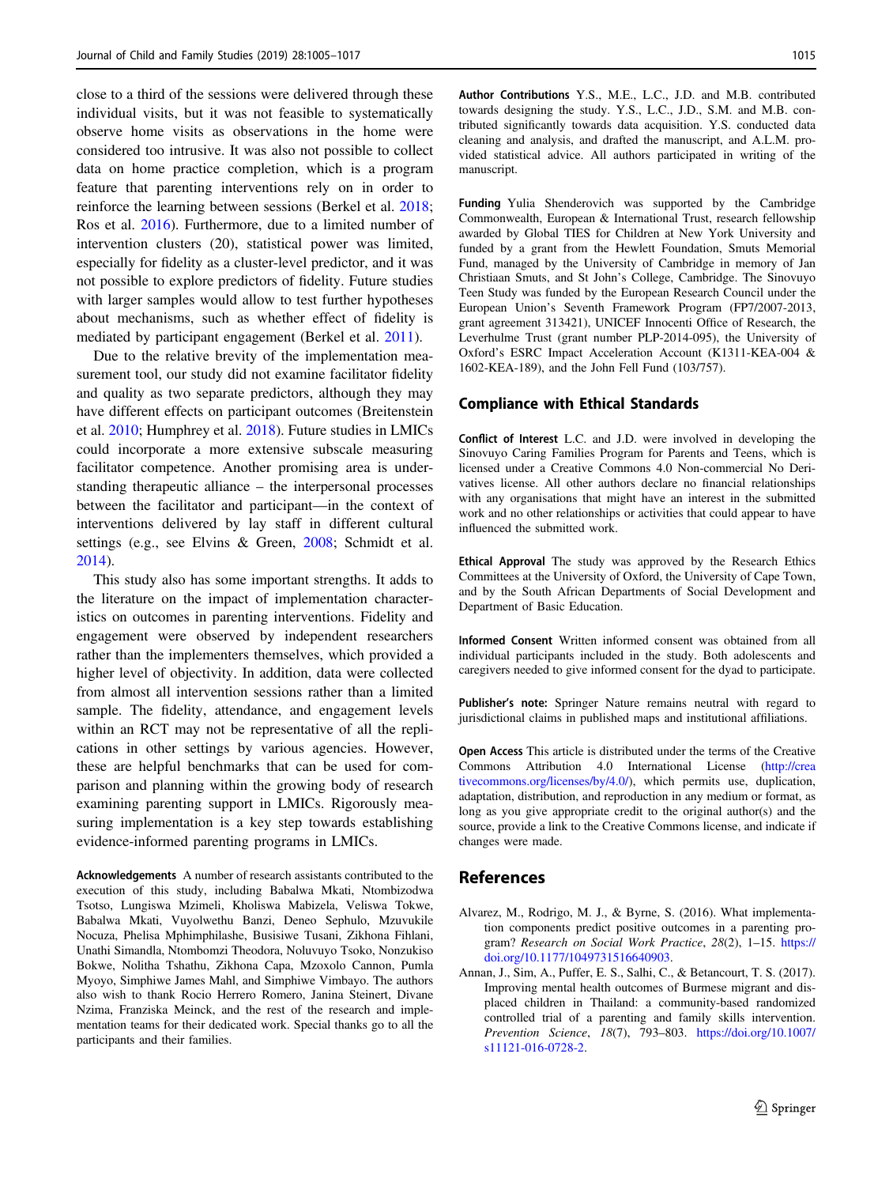close to a third of the sessions were delivered through these individual visits, but it was not feasible to systematically observe home visits as observations in the home were considered too intrusive. It was also not possible to collect data on home practice completion, which is a program feature that parenting interventions rely on in order to reinforce the learning between sessions (Berkel et al. 2018; Ros et al. 2016). Furthermore, due to a limited number of intervention clusters (20), statistical power was limited, especially for fidelity as a cluster-level predictor, and it was not possible to explore predictors of fidelity. Future studies with larger samples would allow to test further hypotheses about mechanisms, such as whether effect of fidelity is mediated by participant engagement (Berkel et al. 2011).

Due to the relative brevity of the implementation measurement tool, our study did not examine facilitator fidelity and quality as two separate predictors, although they may have different effects on participant outcomes (Breitenstein et al. 2010; Humphrey et al. 2018). Future studies in LMICs could incorporate a more extensive subscale measuring facilitator competence. Another promising area is understanding therapeutic alliance – the interpersonal processes between the facilitator and participant—in the context of interventions delivered by lay staff in different cultural settings (e.g., see Elvins & Green, 2008; Schmidt et al. 2014).

This study also has some important strengths. It adds to the literature on the impact of implementation characteristics on outcomes in parenting interventions. Fidelity and engagement were observed by independent researchers rather than the implementers themselves, which provided a higher level of objectivity. In addition, data were collected from almost all intervention sessions rather than a limited sample. The fidelity, attendance, and engagement levels within an RCT may not be representative of all the replications in other settings by various agencies. However, these are helpful benchmarks that can be used for comparison and planning within the growing body of research examining parenting support in LMICs. Rigorously measuring implementation is a key step towards establishing evidence-informed parenting programs in LMICs.

**Acknowledgements** A number of research assistants contributed to the execution of this study, including Babalwa Mkati, Ntombizodwa Tsotso, Lungiswa Mzimeli, Kholiswa Mabizela, Veliswa Tokwe, Babalwa Mkati, Vuyolwethu Banzi, Deneo Sephulo, Mzuvukile Nocuza, Phelisa Mphimphilashe, Busisiwe Tusani, Zikhona Fihlani, Unathi Simandla, Ntombomzi Theodora, Noluvuyo Tsoko, Nonzukiso Bokwe, Nolitha Tshathu, Zikhona Capa, Mzoxolo Cannon, Pumla Myoyo, Simphiwe James Mahl, and Simphiwe Vimbayo. The authors also wish to thank Rocio Herrero Romero, Janina Steinert, Divane Nzima, Franziska Meinck, and the rest of the research and implementation teams for their dedicated work. Special thanks go to all the participants and their families.

**Author Contributions** Y.S., M.E., L.C., J.D. and M.B. contributed towards designing the study. Y.S., L.C., J.D., S.M. and M.B. contributed significantly towards data acquisition. Y.S. conducted data cleaning and analysis, and drafted the manuscript, and A.L.M. provided statistical advice. All authors participated in writing of the manuscript.

**Funding** Yulia Shenderovich was supported by the Cambridge Commonwealth, European & International Trust, research fellowship awarded by Global TIES for Children at New York University and funded by a grant from the Hewlett Foundation, Smuts Memorial Fund, managed by the University of Cambridge in memory of Jan Christiaan Smuts, and St John's College, Cambridge. The Sinovuyo Teen Study was funded by the European Research Council under the European Union's Seventh Framework Program (FP7/2007-2013, grant agreement 313421), UNICEF Innocenti Office of Research, the Leverhulme Trust (grant number PLP-2014-095), the University of Oxford's ESRC Impact Acceleration Account (K1311-KEA-004 & 1602-KEA-189), and the John Fell Fund (103/757).

## Compliance with Ethical Standards

**Conflict of Interest** L.C. and J.D. were involved in developing the Sinovuyo Caring Families Program for Parents and Teens, which is licensed under a Creative Commons 4.0 Non-commercial No Derivatives license. All other authors declare no financial relationships with any organisations that might have an interest in the submitted work and no other relationships or activities that could appear to have influenced the submitted work.

**Ethical Approval** The study was approved by the Research Ethics Committees at the University of Oxford, the University of Cape Town, and by the South African Departments of Social Development and Department of Basic Education.

**Informed Consent** Written informed consent was obtained from all individual participants included in the study. Both adolescents and caregivers needed to give informed consent for the dyad to participate.

**Publisher's note:** Springer Nature remains neutral with regard to jurisdictional claims in published maps and institutional affiliations.

**Open Access** This article is distributed under the terms of the Creative Commons Attribution 4.0 International License (http://creativecommons.org/licenses/by/4.0/), which permits use, duplication, adaptation, distribution, and reproduction in any medium or format, as long as you give appropriate credit to the original author(s) and the source, provide a link to the Creative Commons license, and indicate if changes were made.

## References

Alvarez, M., Rodrigo, M. J., & Byrne, S. (2016). What implementation components predict positive outcomes in a parenting program? *Research on Social Work Practice*, *28*(2), 1–15. https://doi.org/10.1177/1049731516640903.

Annan, J., Sim, A., Puffer, E. S., Salhi, C., & Betancourt, T. S. (2017). Improving mental health outcomes of Burmese migrant and displaced children in Thailand: a community-based randomized controlled trial of a parenting and family skills intervention. *Prevention Science*, *18*(7), 793–803. https://doi.org/10.1007/s11121-016-0728-2.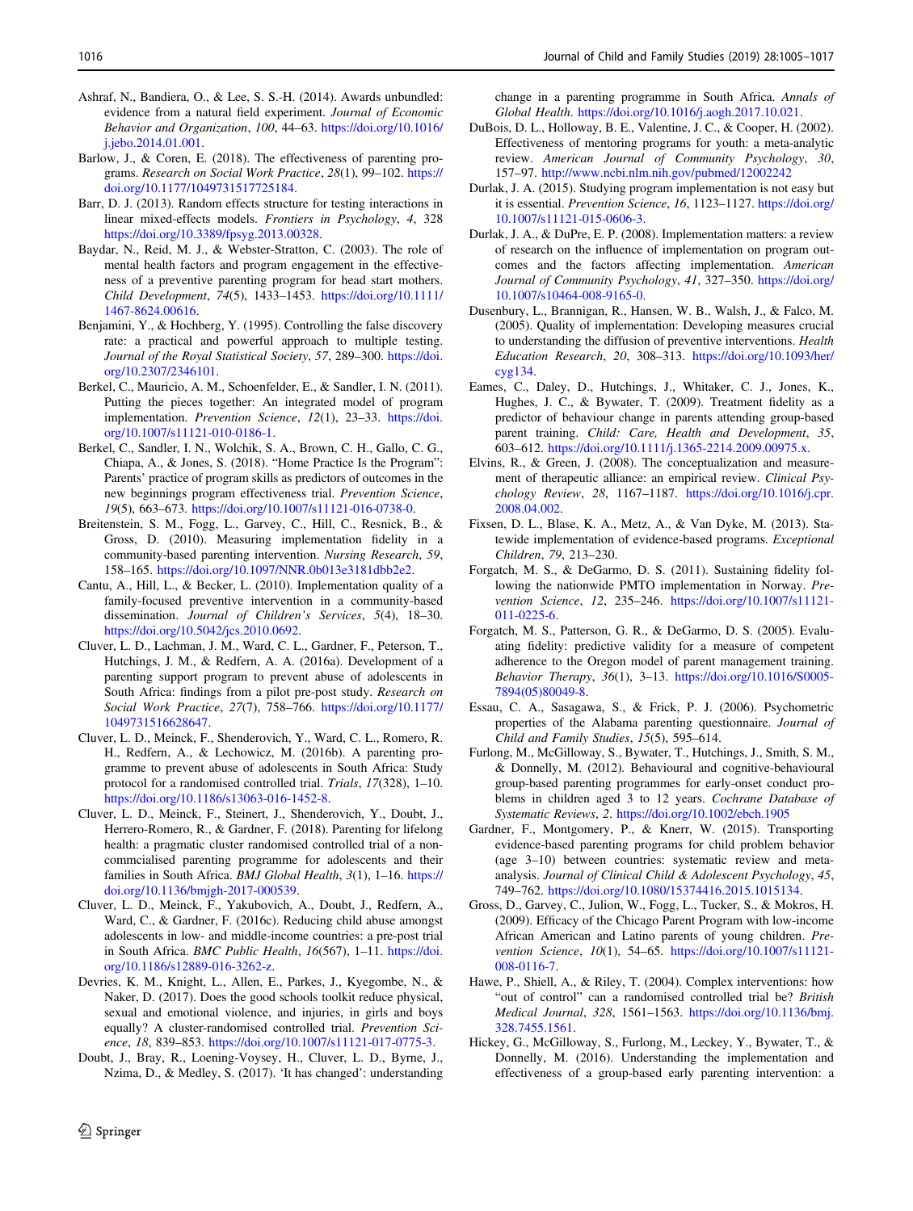Ashraf, N., Bandiera, O., & Lee, S. S.-H. (2014). Awards unbundled: evidence from a natural field experiment. *Journal of Economic Behavior and Organization*, *100*, 44–63. https://doi.org/10.1016/j.jebo.2014.01.001.

Barlow, J., & Coren, E. (2018). The effectiveness of parenting programs. *Research on Social Work Practice*, *28*(1), 99–102. https://doi.org/10.1177/1049731517725184.

Barr, D. J. (2013). Random effects structure for testing interactions in linear mixed-effects models. *Frontiers in Psychology*, *4*, 328 https://doi.org/10.3389/fpsyg.2013.00328.

Baydar, N., Reid, M. J., & Webster-Stratton, C. (2003). The role of mental health factors and program engagement in the effectiveness of a preventive parenting program for head start mothers. *Child Development*, *74*(5), 1433–1453. https://doi.org/10.1111/1467-8624.00616.

Benjamini, Y., & Hochberg, Y. (1995). Controlling the false discovery rate: a practical and powerful approach to multiple testing. *Journal of the Royal Statistical Society*, *57*, 289–300. https://doi.org/10.2307/2346101.

Berkel, C., Mauricio, A. M., Schoenfelder, E., & Sandler, I. N. (2011). Putting the pieces together: An integrated model of program implementation. *Prevention Science*, *12*(1), 23–33. https://doi.org/10.1007/s11121-010-0186-1.

Berkel, C., Sandler, I. N., Wolchik, S. A., Brown, C. H., Gallo, C. G., Chiapa, A., & Jones, S. (2018). "Home Practice Is the Program": Parents' practice of program skills as predictors of outcomes in the new beginnings program effectiveness trial. *Prevention Science*, *19*(5), 663–673. https://doi.org/10.1007/s11121-016-0738-0.

Breitenstein, S. M., Fogg, L., Garvey, C., Hill, C., Resnick, B., & Gross, D. (2010). Measuring implementation fidelity in a community-based parenting intervention. *Nursing Research*, *59*, 158–165. https://doi.org/10.1097/NNR.0b013e3181dbb2e2.

Cantu, A., Hill, L., & Becker, L. (2010). Implementation quality of a family-focused preventive intervention in a community-based dissemination. *Journal of Children's Services*, *5*(4), 18–30. https://doi.org/10.5042/jcs.2010.0692.

Cluver, L. D., Lachman, J. M., Ward, C. L., Gardner, F., Peterson, T., Hutchings, J. M., & Redfern, A. A. (2016a). Development of a parenting support program to prevent abuse of adolescents in South Africa: findings from a pilot pre-post study. *Research on Social Work Practice*, *27*(7), 758–766. https://doi.org/10.1177/1049731516628647.

Cluver, L. D., Meinck, F., Shenderovich, Y., Ward, C. L., Romero, R. H., Redfern, A., & Lechowicz, M. (2016b). A parenting programme to prevent abuse of adolescents in South Africa: Study protocol for a randomised controlled trial. *Trials*, *17*(328), 1–10. https://doi.org/10.1186/s13063-016-1452-8.

Cluver, L. D., Meinck, F., Steinert, J., Shenderovich, Y., Doubt, J., Herrero-Romero, R., & Gardner, F. (2018). Parenting for lifelong health: a pragmatic cluster randomised controlled trial of a non-commcialised parenting programme for adolescents and their families in South Africa. *BMJ Global Health*, *3*(1), 1–16. https://doi.org/10.1136/bmjgh-2017-000539.

Cluver, L. D., Meinck, F., Yakubovich, A., Doubt, J., Redfern, A., Ward, C., & Gardner, F. (2016c). Reducing child abuse amongst adolescents in low- and middle-income countries: a pre-post trial in South Africa. *BMC Public Health*, *16*(567), 1–11. https://doi.org/10.1186/s12889-016-3262-z.

Devries, K. M., Knight, L., Allen, E., Parkes, J., Kyegombe, N., & Naker, D. (2017). Does the good schools toolkit reduce physical, sexual and emotional violence, and injuries, in girls and boys equally? A cluster-randomised controlled trial. *Prevention Science*, *18*, 839–853. https://doi.org/10.1007/s11121-017-0775-3.

Doubt, J., Bray, R., Loening-Voysey, H., Cluver, L. D., Byrne, J., Nzima, D., & Medley, S. (2017). 'It has changed': understanding change in a parenting programme in South Africa. *Annals of Global Health*. https://doi.org/10.1016/j.aogh.2017.10.021.

DuBois, D. L., Holloway, B. E., Valentine, J. C., & Cooper, H. (2002). Effectiveness of mentoring programs for youth: a meta-analytic review. *American Journal of Community Psychology*, *30*, 157–97. http://www.ncbi.nlm.nih.gov/pubmed/12002242

Durlak, J. A. (2015). Studying program implementation is not easy but it is essential. *Prevention Science*, *16*, 1123–1127. https://doi.org/10.1007/s11121-015-0606-3.

Durlak, J. A., & DuPre, E. P. (2008). Implementation matters: a review of research on the influence of implementation on program outcomes and the factors affecting implementation. *American Journal of Community Psychology*, *41*, 327–350. https://doi.org/10.1007/s10464-008-9165-0.

Dusenbury, L., Brannigan, R., Hansen, W. B., Walsh, J., & Falco, M. (2005). Quality of implementation: Developing measures crucial to understanding the diffusion of preventive interventions. *Health Education Research*, *20*, 308–313. https://doi.org/10.1093/her/cyg134.

Eames, C., Daley, D., Hutchings, J., Whitaker, C. J., Jones, K., Hughes, J. C., & Bywater, T. (2009). Treatment fidelity as a predictor of behaviour change in parents attending group-based parent training. *Child: Care, Health and Development*, *35*, 603–612. https://doi.org/10.1111/j.1365-2214.2009.00975.x.

Elvins, R., & Green, J. (2008). The conceptualization and measurement of therapeutic alliance: an empirical review. *Clinical Psychology Review*, *28*, 1167–1187. https://doi.org/10.1016/j.cpr.2008.04.002.

Fixsen, D. L., Blase, K. A., Metz, A., & Van Dyke, M. (2013). Statewide implementation of evidence-based programs. *Exceptional Children*, *79*, 213–230.

Forgatch, M. S., & DeGarmo, D. S. (2011). Sustaining fidelity following the nationwide PMTO implementation in Norway. *Prevention Science*, *12*, 235–246. https://doi.org/10.1007/s11121-011-0225-6.

Forgatch, M. S., Patterson, G. R., & DeGarmo, D. S. (2005). Evaluating fidelity: predictive validity for a measure of competent adherence to the Oregon model of parent management training. *Behavior Therapy*, *36*(1), 3–13. https://doi.org/10.1016/S0005-7894(05)80049-8.

Essau, C. A., Sasagawa, S., & Frick, P. J. (2006). Psychometric properties of the Alabama parenting questionnaire. *Journal of Child and Family Studies*, *15*(5), 595–614.

Furlong, M., McGilloway, S., Bywater, T., Hutchings, J., Smith, S. M., & Donnelly, M. (2012). Behavioural and cognitive-behavioural group-based parenting programmes for early-onset conduct problems in children aged 3 to 12 years. *Cochrane Database of Systematic Reviews*, *2*. https://doi.org/10.1002/ebch.1905

Gardner, F., Montgomery, P., & Knerr, W. (2015). Transporting evidence-based parenting programs for child problem behavior (age 3–10) between countries: systematic review and meta-analysis. *Journal of Clinical Child & Adolescent Psychology*, *45*, 749–762. https://doi.org/10.1080/15374416.2015.1015134.

Gross, D., Garvey, C., Julion, W., Fogg, L., Tucker, S., & Mokros, H. (2009). Efficacy of the Chicago Parent Program with low-income African American and Latino parents of young children. *Prevention Science*, *10*(1), 54–65. https://doi.org/10.1007/s11121-008-0116-7.

Hawe, P., Shiell, A., & Riley, T. (2004). Complex interventions: how "out of control" can a randomised controlled trial be? *British Medical Journal*, *328*, 1561–1563. https://doi.org/10.1136/bmj.328.7455.1561.

Hickey, G., McGilloway, S., Furlong, M., Leckey, Y., Bywater, T., & Donnelly, M. (2016). Understanding the implementation and effectiveness of a group-based early parenting intervention: a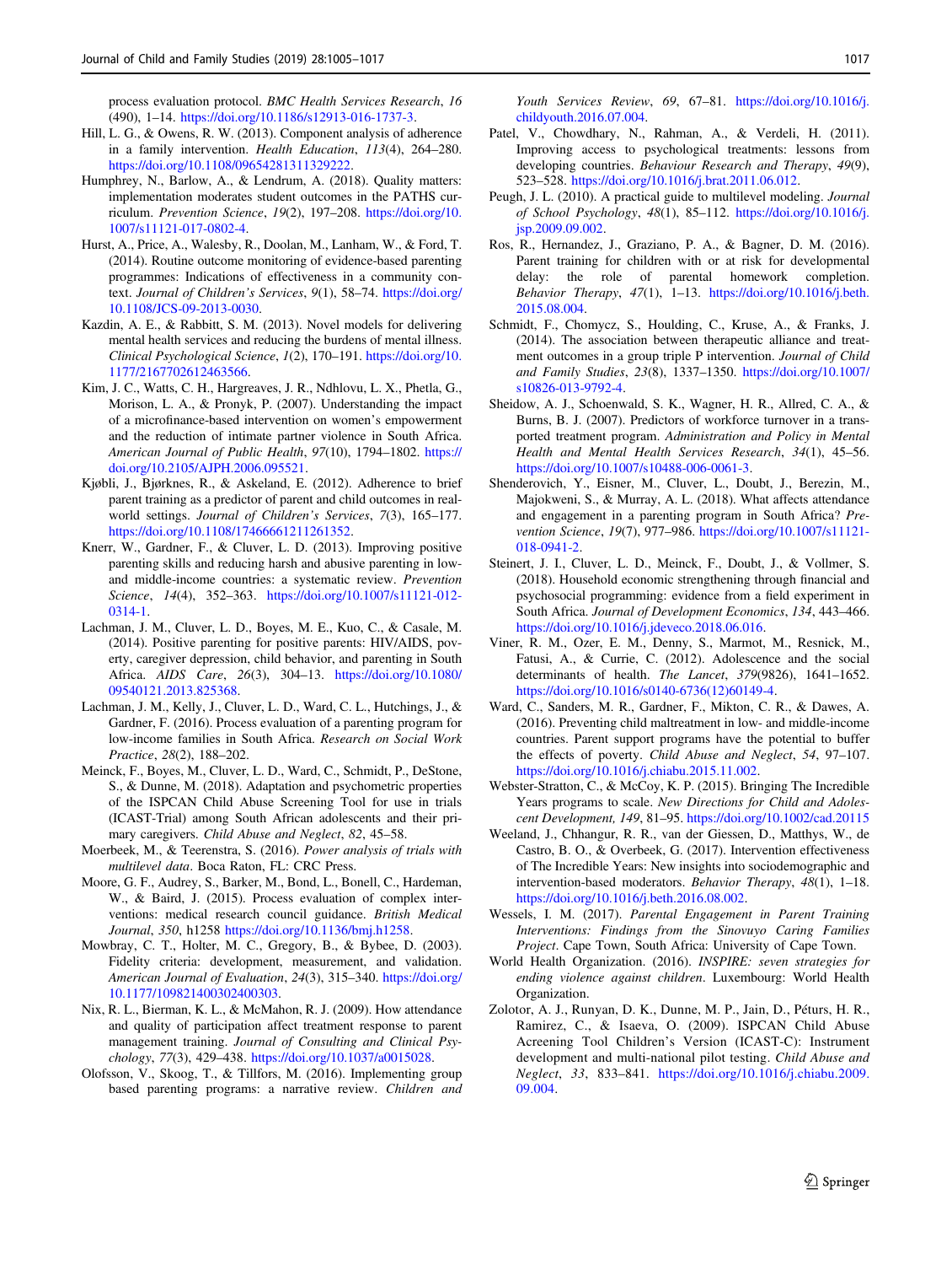process evaluation protocol. *BMC Health Services Research*, *16* (490), 1–14. https://doi.org/10.1186/s12913-016-1737-3.

Hill, L. G., & Owens, R. W. (2013). Component analysis of adherence in a family intervention. *Health Education*, *113*(4), 264–280. https://doi.org/10.1108/09654281311329222.

Humphrey, N., Barlow, A., & Lendrum, A. (2018). Quality matters: implementation moderates student outcomes in the PATHS curriculum. *Prevention Science*, *19*(2), 197–208. https://doi.org/10.1007/s11121-017-0802-4.

Hurst, A., Price, A., Walesby, R., Doolan, M., Lanham, W., & Ford, T. (2014). Routine outcome monitoring of evidence-based parenting programmes: Indications of effectiveness in a community context. *Journal of Children's Services*, *9*(1), 58–74. https://doi.org/10.1108/JCS-09-2013-0030.

Kazdin, A. E., & Rabbitt, S. M. (2013). Novel models for delivering mental health services and reducing the burdens of mental illness. *Clinical Psychological Science*, *1*(2), 170–191. https://doi.org/10.1177/2167702612463566.

Kim, J. C., Watts, C. H., Hargreaves, J. R., Ndhlovu, L. X., Phetla, G., Morison, L. A., & Pronyk, P. (2007). Understanding the impact of a microfinance-based intervention on women's empowerment and the reduction of intimate partner violence in South Africa. *American Journal of Public Health*, *97*(10), 1794–1802. https://doi.org/10.2105/AJPH.2006.095521.

Kjøbli, J., Bjørknes, R., & Askeland, E. (2012). Adherence to brief parent training as a predictor of parent and child outcomes in real-world settings. *Journal of Children's Services*, *7*(3), 165–177. https://doi.org/10.1108/17466661211261352.

Knerr, W., Gardner, F., & Cluver, L. D. (2013). Improving positive parenting skills and reducing harsh and abusive parenting in low- and middle-income countries: a systematic review. *Prevention Science*, *14*(4), 352–363. https://doi.org/10.1007/s11121-012-0314-1.

Lachman, J. M., Cluver, L. D., Boyes, M. E., Kuo, C., & Casale, M. (2014). Positive parenting for positive parents: HIV/AIDS, poverty, caregiver depression, child behavior, and parenting in South Africa. *AIDS Care*, *26*(3), 304–13. https://doi.org/10.1080/09540121.2013.825368.

Lachman, J. M., Kelly, J., Cluver, L. D., Ward, C. L., Hutchings, J., & Gardner, F. (2016). Process evaluation of a parenting program for low-income families in South Africa. *Research on Social Work Practice*, *28*(2), 188–202.

Meinck, F., Boyes, M., Cluver, L. D., Ward, C., Schmidt, P., DeStone, S., & Dunne, M. (2018). Adaptation and psychometric properties of the ISPCAN Child Abuse Screening Tool for use in trials (ICAST-Trial) among South African adolescents and their primary caregivers. *Child Abuse and Neglect*, *82*, 45–58.

Moerbeek, M., & Teerenstra, S. (2016). *Power analysis of trials with multilevel data*. Boca Raton, FL: CRC Press.

Moore, G. F., Audrey, S., Barker, M., Bond, L., Bonell, C., Hardeman, W., & Baird, J. (2015). Process evaluation of complex interventions: medical research council guidance. *British Medical Journal*, *350*, h1258 https://doi.org/10.1136/bmj.h1258.

Mowbray, C. T., Holter, M. C., Gregory, B., & Bybee, D. (2003). Fidelity criteria: development, measurement, and validation. *American Journal of Evaluation*, *24*(3), 315–340. https://doi.org/10.1177/109821400302400303.

Nix, R. L., Bierman, K. L., & McMahon, R. J. (2009). How attendance and quality of participation affect treatment response to parent management training. *Journal of Consulting and Clinical Psychology*, *77*(3), 429–438. https://doi.org/10.1037/a0015028.

Olofsson, V., Skoog, T., & Tillfors, M. (2016). Implementing group based parenting programs: a narrative review. *Children and Youth Services Review*, *69*, 67–81. https://doi.org/10.1016/j.childyouth.2016.07.004.

Patel, V., Chowdhary, N., Rahman, A., & Verdeli, H. (2011). Improving access to psychological treatments: lessons from developing countries. *Behaviour Research and Therapy*, *49*(9), 523–528. https://doi.org/10.1016/j.brat.2011.06.012.

Peugh, J. L. (2010). A practical guide to multilevel modeling. *Journal of School Psychology*, *48*(1), 85–112. https://doi.org/10.1016/j.jsp.2009.09.002.

Ros, R., Hernandez, J., Graziano, P. A., & Bagner, D. M. (2016). Parent training for children with or at risk for developmental delay: the role of parental homework completion. *Behavior Therapy*, *47*(1), 1–13. https://doi.org/10.1016/j.beth.2015.08.004.

Schmidt, F., Chomycz, S., Houlding, C., Kruse, A., & Franks, J. (2014). The association between therapeutic alliance and treatment outcomes in a group triple P intervention. *Journal of Child and Family Studies*, *23*(8), 1337–1350. https://doi.org/10.1007/s10826-013-9792-4.

Sheidow, A. J., Schoenwald, S. K., Wagner, H. R., Allred, C. A., & Burns, B. J. (2007). Predictors of workforce turnover in a transported treatment program. *Administration and Policy in Mental Health and Mental Health Services Research*, *34*(1), 45–56. https://doi.org/10.1007/s10488-006-0061-3.

Shenderovich, Y., Eisner, M., Cluver, L., Doubt, J., Berezin, M., Majokweni, S., & Murray, A. L. (2018). What affects attendance and engagement in a parenting program in South Africa? *Prevention Science*, *19*(7), 977–986. https://doi.org/10.1007/s11121-018-0941-2.

Steinert, J. I., Cluver, L. D., Meinck, F., Doubt, J., & Vollmer, S. (2018). Household economic strengthening through financial and psychosocial programming: evidence from a field experiment in South Africa. *Journal of Development Economics*, *134*, 443–466. https://doi.org/10.1016/j.jdeveco.2018.06.016.

Viner, R. M., Ozer, E. M., Denny, S., Marmot, M., Resnick, M., Fatusi, A., & Currie, C. (2012). Adolescence and the social determinants of health. *The Lancet*, *379*(9826), 1641–1652. https://doi.org/10.1016/s0140-6736(12)60149-4.

Ward, C., Sanders, M. R., Gardner, F., Mikton, C. R., & Dawes, A. (2016). Preventing child maltreatment in low- and middle-income countries. Parent support programs have the potential to buffer the effects of poverty. *Child Abuse and Neglect*, *54*, 97–107. https://doi.org/10.1016/j.chiabu.2015.11.002.

Webster-Stratton, C., & McCoy, K. P. (2015). Bringing The Incredible Years programs to scale. *New Directions for Child and Adolescent Development*, *149*, 81–95. https://doi.org/10.1002/cad.20115

Weeland, J., Chhangur, R. R., van der Giessen, D., Matthys, W., de Castro, B. O., & Overbeek, G. (2017). Intervention effectiveness of The Incredible Years: New insights into sociodemographic and intervention-based moderators. *Behavior Therapy*, *48*(1), 1–18. https://doi.org/10.1016/j.beth.2016.08.002.

Wessels, I. M. (2017). *Parental Engagement in Parent Training Interventions: Findings from the Sinovuyo Caring Families Project*. Cape Town, South Africa: University of Cape Town.

World Health Organization. (2016). *INSPIRE: seven strategies for ending violence against children*. Luxembourg: World Health Organization.

Zolotor, A. J., Runyan, D. K., Dunne, M. P., Jain, D., Péturs, H. R., Ramirez, C., & Isaeva, O. (2009). ISPCAN Child Abuse Acreening Tool Children's Version (ICAST-C): Instrument development and multi-national pilot testing. *Child Abuse and Neglect*, *33*, 833–841. https://doi.org/10.1016/j.chiabu.2009.09.004.